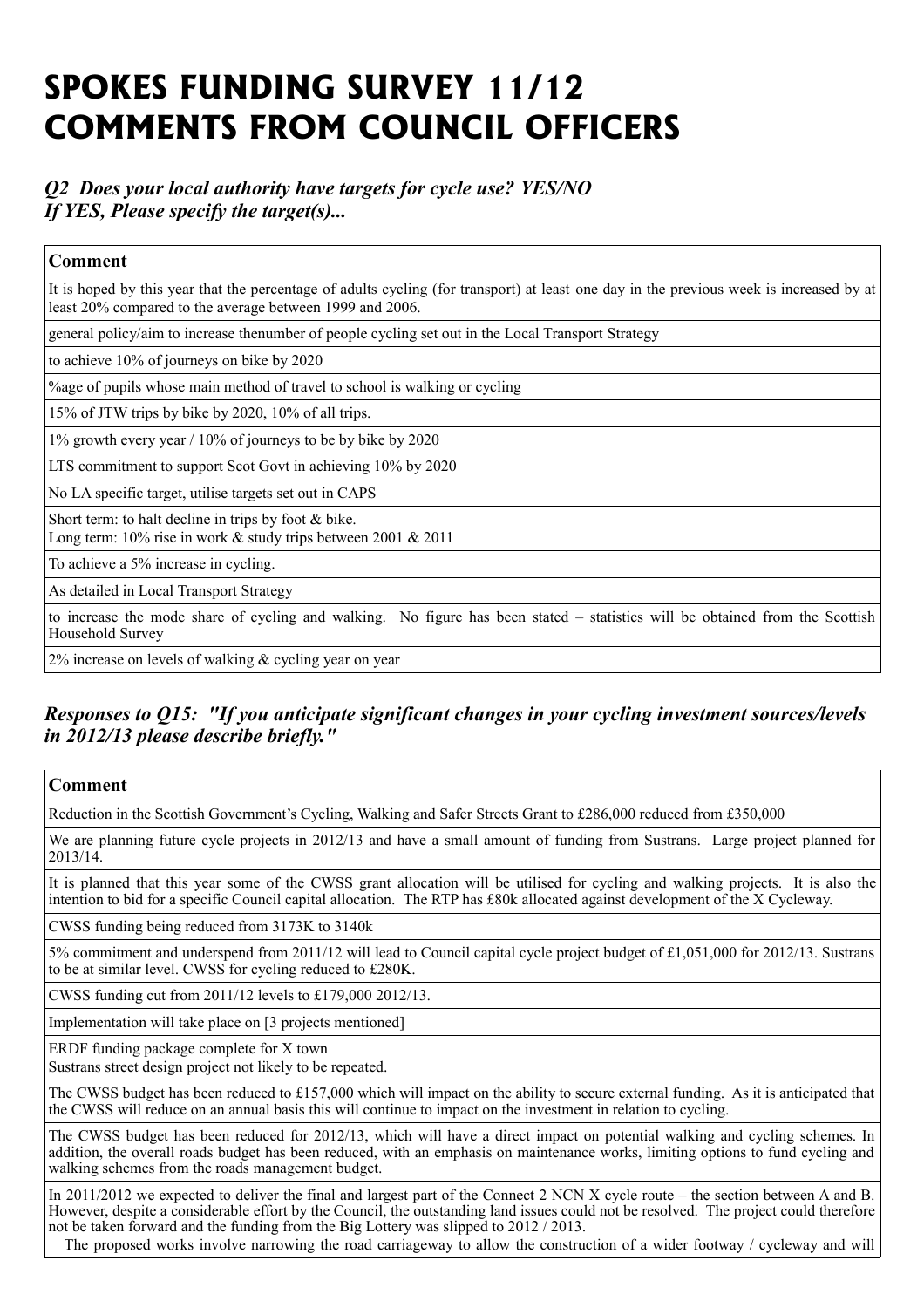# SPOKES FUNDING SURVEY 11/12 COMMENTS FROM COUNCIL OFFICERS

## *Q2 Does your local authority have targets for cycle use? YES/NO If YES, Please specify the target(s)...*

| Comment |
|---|
| It is hoped by this year that the percentage of adults cycling (for transport) at least one day in the previous week is increased by at least 20% compared to the average between 1999 and 2006. |
| general policy/aim to increase thenumber of people cycling set out in the Local Transport Strategy |
| to achieve 10% of journeys on bike by 2020 |
| %age of pupils whose main method of travel to school is walking or cycling |
| 15% of JTW trips by bike by 2020, 10% of all trips. |
| 1% growth every year / 10% of journeys to be by bike by 2020 |
| LTS commitment to support Scot Govt in achieving 10% by 2020 |
| No LA specific target, utilise targets set out in CAPS |
| Short term: to halt decline in trips by foot & bike.<br>Long term: 10% rise in work & study trips between 2001 & 2011 |
| To achieve a 5% increase in cycling. |
| As detailed in Local Transport Strategy |
| to increase the mode share of cycling and walking. No figure has been stated – statistics will be obtained from the Scottish Household Survey |
| 2% increase on levels of walking & cycling year on year |

## *Responses to Q15: "If you anticipate significant changes in your cycling investment sources/levels in 2012/13 please describe briefly."*

| Comment |
|---|
| Reduction in the Scottish Government's Cycling, Walking and Safer Streets Grant to £286,000 reduced from £350,000 |
| We are planning future cycle projects in 2012/13 and have a small amount of funding from Sustrans. Large project planned for 2013/14. |
| It is planned that this year some of the CWSS grant allocation will be utilised for cycling and walking projects. It is also the intention to bid for a specific Council capital allocation. The RTP has £80k allocated against development of the X Cycleway. |
| CWSS funding being reduced from 3173K to 3140k |
| 5% commitment and underspend from 2011/12 will lead to Council capital cycle project budget of £1,051,000 for 2012/13. Sustrans to be at similar level. CWSS for cycling reduced to £280K. |
| CWSS funding cut from 2011/12 levels to £179,000 2012/13. |
| Implementation will take place on [3 projects mentioned] |
| ERDF funding package complete for X town<br>Sustrans street design project not likely to be repeated. |
| The CWSS budget has been reduced to £157,000 which will impact on the ability to secure external funding. As it is anticipated that the CWSS will reduce on an annual basis this will continue to impact on the investment in relation to cycling. |
| The CWSS budget has been reduced for 2012/13, which will have a direct impact on potential walking and cycling schemes. In addition, the overall roads budget has been reduced, with an emphasis on maintenance works, limiting options to fund cycling and walking schemes from the roads management budget. |
| In 2011/2012 we expected to deliver the final and largest part of the Connect 2 NCN X cycle route – the section between A and B. However, despite a considerable effort by the Council, the outstanding land issues could not be resolved. The project could therefore not be taken forward and the funding from the Big Lottery was slipped to 2012 / 2013.<br>The proposed works involve narrowing the road carriageway to allow the construction of a wider footway / cycleway and will |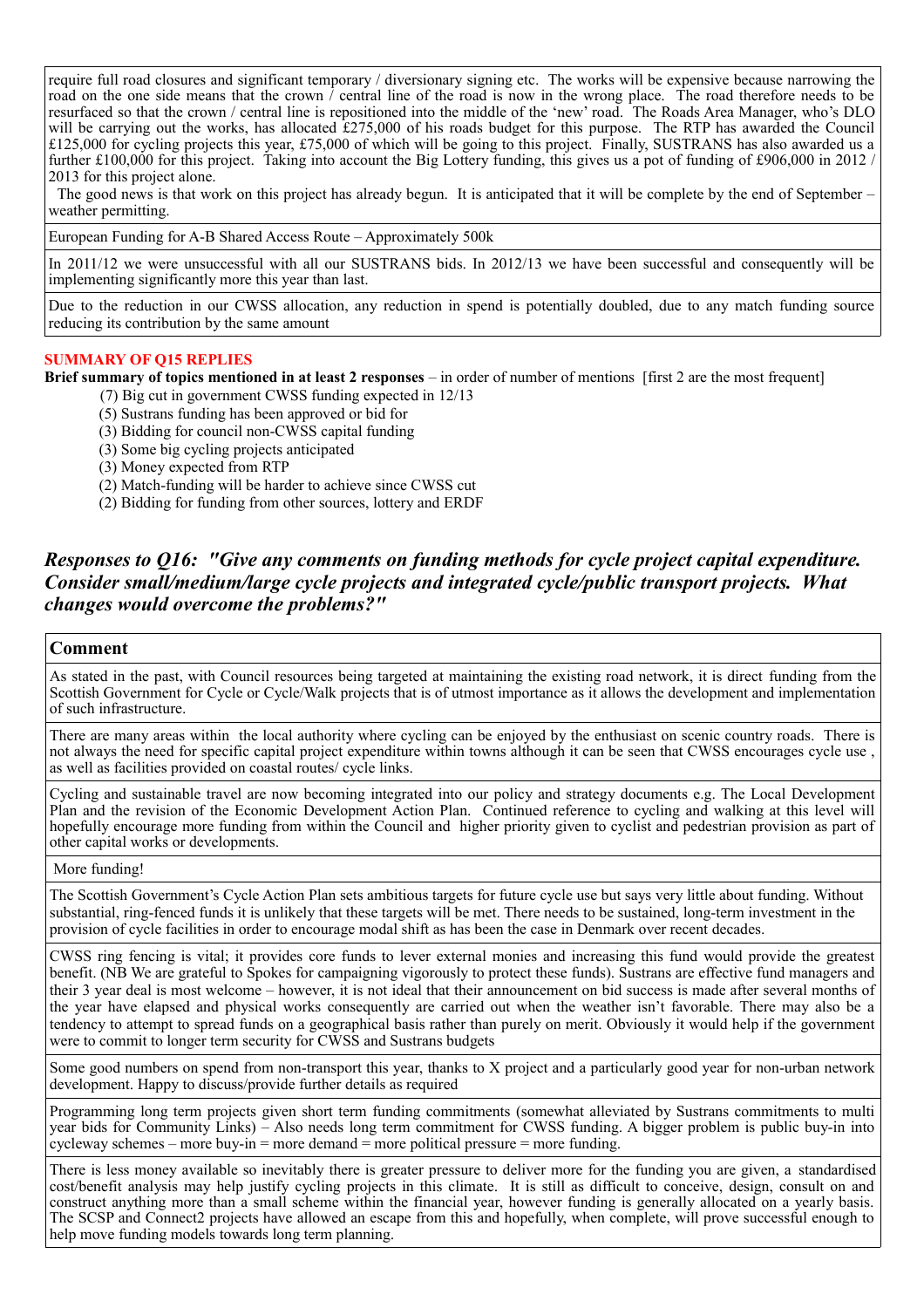| |
|---|
| require full road closures and significant temporary / diversionary signing etc. The works will be expensive because narrowing the road on the one side means that the crown / central line of the road is now in the wrong place. The road therefore needs to be resurfaced so that the crown / central line is repositioned into the middle of the 'new' road. The Roads Area Manager, who's DLO will be carrying out the works, has allocated £275,000 of his roads budget for this purpose. The RTP has awarded the Council £125,000 for cycling projects this year, £75,000 of which will be going to this project. Finally, SUSTRANS has also awarded us a further £100,000 for this project. Taking into account the Big Lottery funding, this gives us a pot of funding of £906,000 in 2012 / 2013 for this project alone. The good news is that work on this project has already begun. It is anticipated that it will be complete by the end of September – weather permitting. |
| European Funding for A-B Shared Access Route – Approximately 500k |
| In 2011/12 we were unsuccessful with all our SUSTRANS bids. In 2012/13 we have been successful and consequently will be implementing significantly more this year than last. |
| Due to the reduction in our CWSS allocation, any reduction in spend is potentially doubled, due to any match funding source reducing its contribution by the same amount |

**SUMMARY OF Q15 REPLIES**

**Brief summary of topics mentioned in at least 2 responses** – in order of number of mentions [first 2 are the most frequent]

- (7) Big cut in government CWSS funding expected in 12/13
- (5) Sustrans funding has been approved or bid for
- (3) Bidding for council non-CWSS capital funding
- (3) Some big cycling projects anticipated
- (3) Money expected from RTP
- (2) Match-funding will be harder to achieve since CWSS cut
- (2) Bidding for funding from other sources, lottery and ERDF

## *Responses to Q16: "Give any comments on funding methods for cycle project capital expenditure. Consider small/medium/large cycle projects and integrated cycle/public transport projects. What changes would overcome the problems?"*

| Comment |
|---|
| As stated in the past, with Council resources being targeted at maintaining the existing road network, it is direct funding from the Scottish Government for Cycle or Cycle/Walk projects that is of utmost importance as it allows the development and implementation of such infrastructure. |
| There are many areas within the local authority where cycling can be enjoyed by the enthusiast on scenic country roads. There is not always the need for specific capital project expenditure within towns although it can be seen that CWSS encourages cycle use , as well as facilities provided on coastal routes/ cycle links. |
| Cycling and sustainable travel are now becoming integrated into our policy and strategy documents e.g. The Local Development Plan and the revision of the Economic Development Action Plan. Continued reference to cycling and walking at this level will hopefully encourage more funding from within the Council and higher priority given to cyclist and pedestrian provision as part of other capital works or developments. |
| More funding! |
| The Scottish Government's Cycle Action Plan sets ambitious targets for future cycle use but says very little about funding. Without substantial, ring-fenced funds it is unlikely that these targets will be met. There needs to be sustained, long-term investment in the provision of cycle facilities in order to encourage modal shift as has been the case in Denmark over recent decades. |
| CWSS ring fencing is vital; it provides core funds to lever external monies and increasing this fund would provide the greatest benefit. (NB We are grateful to Spokes for campaigning vigorously to protect these funds). Sustrans are effective fund managers and their 3 year deal is most welcome – however, it is not ideal that their announcement on bid success is made after several months of the year have elapsed and physical works consequently are carried out when the weather isn't favorable. There may also be a tendency to attempt to spread funds on a geographical basis rather than purely on merit. Obviously it would help if the government were to commit to longer term security for CWSS and Sustrans budgets |
| Some good numbers on spend from non-transport this year, thanks to X project and a particularly good year for non-urban network development. Happy to discuss/provide further details as required |
| Programming long term projects given short term funding commitments (somewhat alleviated by Sustrans commitments to multi year bids for Community Links) – Also needs long term commitment for CWSS funding. A bigger problem is public buy-in into cycleway schemes – more buy-in = more demand = more political pressure = more funding. |
| There is less money available so inevitably there is greater pressure to deliver more for the funding you are given, a standardised cost/benefit analysis may help justify cycling projects in this climate. It is still as difficult to conceive, design, consult on and construct anything more than a small scheme within the financial year, however funding is generally allocated on a yearly basis. The SCSP and Connect2 projects have allowed an escape from this and hopefully, when complete, will prove successful enough to help move funding models towards long term planning. |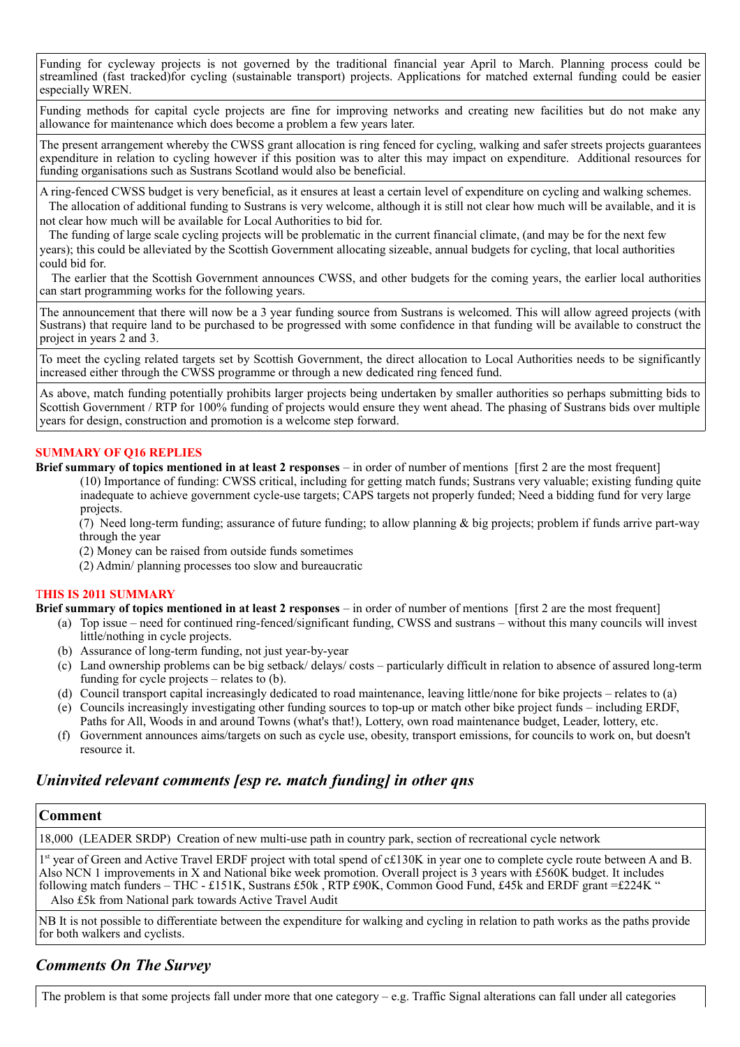| |
|---|
| Funding for cycleway projects is not governed by the traditional financial year April to March. Planning process could be streamlined (fast tracked)for cycling (sustainable transport) projects. Applications for matched external funding could be easier especially WREN. |
| Funding methods for capital cycle projects are fine for improving networks and creating new facilities but do not make any allowance for maintenance which does become a problem a few years later. |
| The present arrangement whereby the CWSS grant allocation is ring fenced for cycling, walking and safer streets projects guarantees expenditure in relation to cycling however if this position was to alter this may impact on expenditure. Additional resources for funding organisations such as Sustrans Scotland would also be beneficial. |
| A ring-fenced CWSS budget is very beneficial, as it ensures at least a certain level of expenditure on cycling and walking schemes. The allocation of additional funding to Sustrans is very welcome, although it is still not clear how much will be available, and it is not clear how much will be available for Local Authorities to bid for. The funding of large scale cycling projects will be problematic in the current financial climate, (and may be for the next few years); this could be alleviated by the Scottish Government allocating sizeable, annual budgets for cycling, that local authorities could bid for. The earlier that the Scottish Government announces CWSS, and other budgets for the coming years, the earlier local authorities can start programming works for the following years. |
| The announcement that there will now be a 3 year funding source from Sustrans is welcomed. This will allow agreed projects (with Sustrans) that require land to be purchased to be progressed with some confidence in that funding will be available to construct the project in years 2 and 3. |
| To meet the cycling related targets set by Scottish Government, the direct allocation to Local Authorities needs to be significantly increased either through the CWSS programme or through a new dedicated ring fenced fund. |
| As above, match funding potentially prohibits larger projects being undertaken by smaller authorities so perhaps submitting bids to Scottish Government / RTP for 100% funding of projects would ensure they went ahead. The phasing of Sustrans bids over multiple years for design, construction and promotion is a welcome step forward. |

**SUMMARY OF Q16 REPLIES**

**Brief summary of topics mentioned in at least 2 responses** – in order of number of mentions [first 2 are the most frequent]

(10) Importance of funding: CWSS critical, including for getting match funds; Sustrans very valuable; existing funding quite inadequate to achieve government cycle-use targets; CAPS targets not properly funded; Need a bidding fund for very large projects.

(7) Need long-term funding; assurance of future funding; to allow planning & big projects; problem if funds arrive part-way through the year

(2) Money can be raised from outside funds sometimes

(2) Admin/ planning processes too slow and bureaucratic

**THIS IS 2011 SUMMARY**

**Brief summary of topics mentioned in at least 2 responses** – in order of number of mentions [first 2 are the most frequent]

(a) Top issue – need for continued ring-fenced/significant funding, CWSS and sustrans – without this many councils will invest little/nothing in cycle projects.
(b) Assurance of long-term funding, not just year-by-year
(c) Land ownership problems can be big setback/ delays/ costs – particularly difficult in relation to absence of assured long-term funding for cycle projects – relates to (b).
(d) Council transport capital increasingly dedicated to road maintenance, leaving little/none for bike projects – relates to (a)
(e) Councils increasingly investigating other funding sources to top-up or match other bike project funds – including ERDF, Paths for All, Woods in and around Towns (what's that!), Lottery, own road maintenance budget, Leader, lottery, etc.
(f) Government announces aims/targets on such as cycle use, obesity, transport emissions, for councils to work on, but doesn't resource it.

## *Uninvited relevant comments [esp re. match funding] in other qns*

| Comment |
|---|
| 18,000 (LEADER SRDP) Creation of new multi-use path in country park, section of recreational cycle network |
| 1st year of Green and Active Travel ERDF project with total spend of c£130K in year one to complete cycle route between A and B. Also NCN 1 improvements in X and National bike week promotion. Overall project is 3 years with £560K budget. It includes following match funders – THC - £151K, Sustrans £50k , RTP £90K, Common Good Fund, £45k and ERDF grant =£224K " Also £5k from National park towards Active Travel Audit |
| NB It is not possible to differentiate between the expenditure for walking and cycling in relation to path works as the paths provide for both walkers and cyclists. |

## *Comments On The Survey*

| |
|---|
| The problem is that some projects fall under more that one category – e.g. Traffic Signal alterations can fall under all categories |